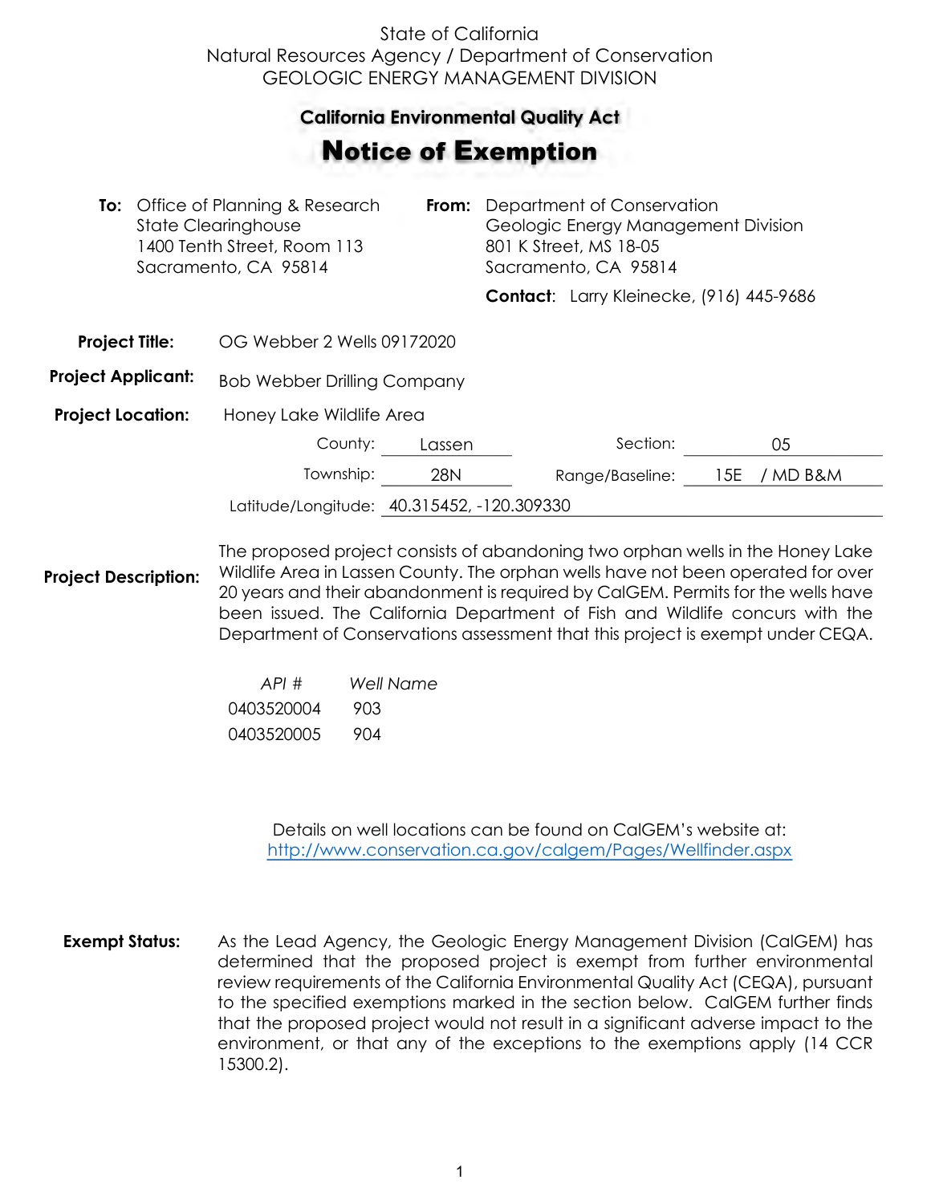State of California
Natural Resources Agency / Department of Conservation
GEOLOGIC ENERGY MANAGEMENT DIVISION

## California Environmental Quality Act

# Notice of Exemption

**To:** Office of Planning & Research
State Clearinghouse
1400 Tenth Street, Room 113
Sacramento, CA 95814

**From:** Department of Conservation
Geologic Energy Management Division
801 K Street, MS 18-05
Sacramento, CA 95814

**Contact:** Larry Kleinecke, (916) 445-9686

**Project Title:** OG Webber 2 Wells 09172020

**Project Applicant:** Bob Webber Drilling Company

**Project Location:** Honey Lake Wildlife Area

County: Lassen
Section: 05
Township: 28N
Range/Baseline: 15E / MD B&M
Latitude/Longitude: 40.315452, -120.309330

**Project Description:** The proposed project consists of abandoning two orphan wells in the Honey Lake Wildlife Area in Lassen County. The orphan wells have not been operated for over 20 years and their abandonment is required by CalGEM. Permits for the wells have been issued. The California Department of Fish and Wildlife concurs with the Department of Conservations assessment that this project is exempt under CEQA.

| *API #* | *Well Name* |
| --- | --- |
| 0403520004 | 903 |
| 0403520005 | 904 |

Details on well locations can be found on CalGEM's website at:
http://www.conservation.ca.gov/calgem/Pages/Wellfinder.aspx

**Exempt Status:** As the Lead Agency, the Geologic Energy Management Division (CalGEM) has determined that the proposed project is exempt from further environmental review requirements of the California Environmental Quality Act (CEQA), pursuant to the specified exemptions marked in the section below. CalGEM further finds that the proposed project would not result in a significant adverse impact to the environment, or that any of the exceptions to the exemptions apply (14 CCR 15300.2).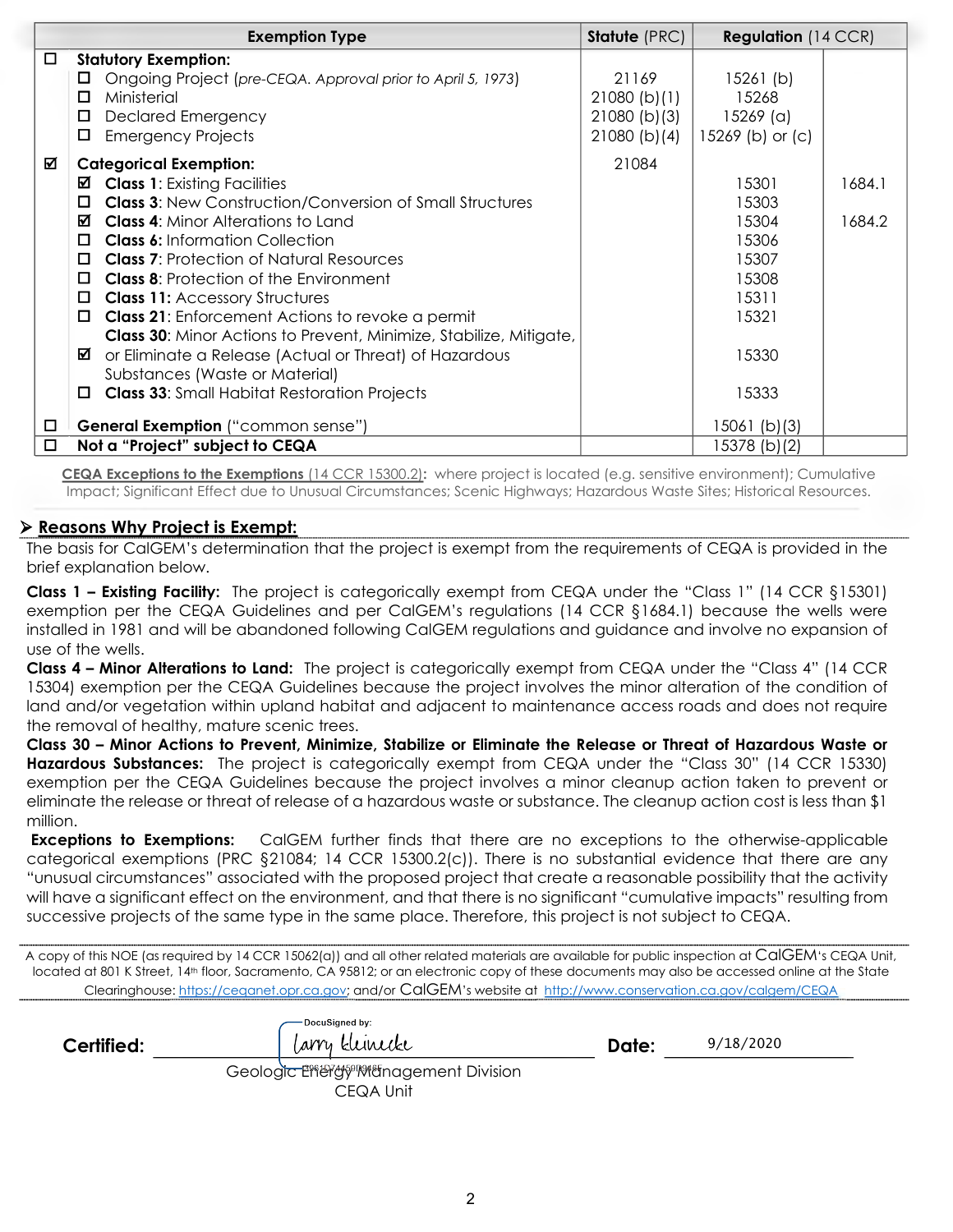| | Exemption Type | Statute (PRC) | Regulation (14 CCR) | |
|---|---|---|---|---|
| ☐ | **Statutory Exemption:** | | | |
| | ☐ Ongoing Project (*pre-CEQA. Approval prior to April 5, 1973*) | 21169 | 15261 (b) | |
| | ☐ Ministerial | 21080 (b)(1) | 15268 | |
| | ☐ Declared Emergency | 21080 (b)(3) | 15269 (a) | |
| | ☐ Emergency Projects | 21080 (b)(4) | 15269 (b) or (c) | |
| ☑ | **Categorical Exemption:** | 21084 | | |
| | ☑ **Class 1**: Existing Facilities | | 15301 | 1684.1 |
| | ☐ **Class 3**: New Construction/Conversion of Small Structures | | 15303 | |
| | ☑ **Class 4**: Minor Alterations to Land | | 15304 | 1684.2 |
| | ☐ **Class 6**: Information Collection | | 15306 | |
| | ☐ **Class 7**: Protection of Natural Resources | | 15307 | |
| | ☐ **Class 8**: Protection of the Environment | | 15308 | |
| | ☐ **Class 11:** Accessory Structures | | 15311 | |
| | ☐ **Class 21**: Enforcement Actions to revoke a permit | | 15321 | |
| | ☑ **Class 30**: Minor Actions to Prevent, Minimize, Stabilize, Mitigate, or Eliminate a Release (Actual or Threat) of Hazardous Substances (Waste or Material) | | 15330 | |
| | ☐ **Class 33**: Small Habitat Restoration Projects | | 15333 | |
| ☐ | **General Exemption** ("common sense") | | 15061 (b)(3) | |
| ☐ | **Not a "Project" subject to CEQA** | | 15378 (b)(2) | |

CEQA Exceptions to the Exemptions (14 CCR 15300.2): where project is located (e.g. sensitive environment); Cumulative Impact; Significant Effect due to Unusual Circumstances; Scenic Highways; Hazardous Waste Sites; Historical Resources.

## ➢ Reasons Why Project is Exempt:

The basis for CalGEM's determination that the project is exempt from the requirements of CEQA is provided in the brief explanation below.

**Class 1 – Existing Facility:** The project is categorically exempt from CEQA under the "Class 1" (14 CCR §15301) exemption per the CEQA Guidelines and per CalGEM's regulations (14 CCR §1684.1) because the wells were installed in 1981 and will be abandoned following CalGEM regulations and guidance and involve no expansion of use of the wells.

**Class 4 – Minor Alterations to Land:** The project is categorically exempt from CEQA under the "Class 4" (14 CCR 15304) exemption per the CEQA Guidelines because the project involves the minor alteration of the condition of land and/or vegetation within upland habitat and adjacent to maintenance access roads and does not require the removal of healthy, mature scenic trees.

**Class 30 – Minor Actions to Prevent, Minimize, Stabilize or Eliminate the Release or Threat of Hazardous Waste or Hazardous Substances:** The project is categorically exempt from CEQA under the "Class 30" (14 CCR 15330) exemption per the CEQA Guidelines because the project involves a minor cleanup action taken to prevent or eliminate the release or threat of release of a hazardous waste or substance. The cleanup action cost is less than $1 million.

**Exceptions to Exemptions:** CalGEM further finds that there are no exceptions to the otherwise-applicable categorical exemptions (PRC §21084; 14 CCR 15300.2(c)). There is no substantial evidence that there are any "unusual circumstances" associated with the proposed project that create a reasonable possibility that the activity will have a significant effect on the environment, and that there is no significant "cumulative impacts" resulting from successive projects of the same type in the same place. Therefore, this project is not subject to CEQA.

A copy of this NOE (as required by 14 CCR 15062(a)) and all other related materials are available for public inspection at CalGEM's CEQA Unit, located at 801 K Street, 14th floor, Sacramento, CA 95812; or an electronic copy of these documents may also be accessed online at the State Clearinghouse: https://ceqanet.opr.ca.gov; and/or CalGEM's website at http://www.conservation.ca.gov/calgem/CEQA

**Certified:** DocuSigned by: Larry Kleinecke — Geologic Energy Management Division, CEQA Unit

**Date:** 9/18/2020